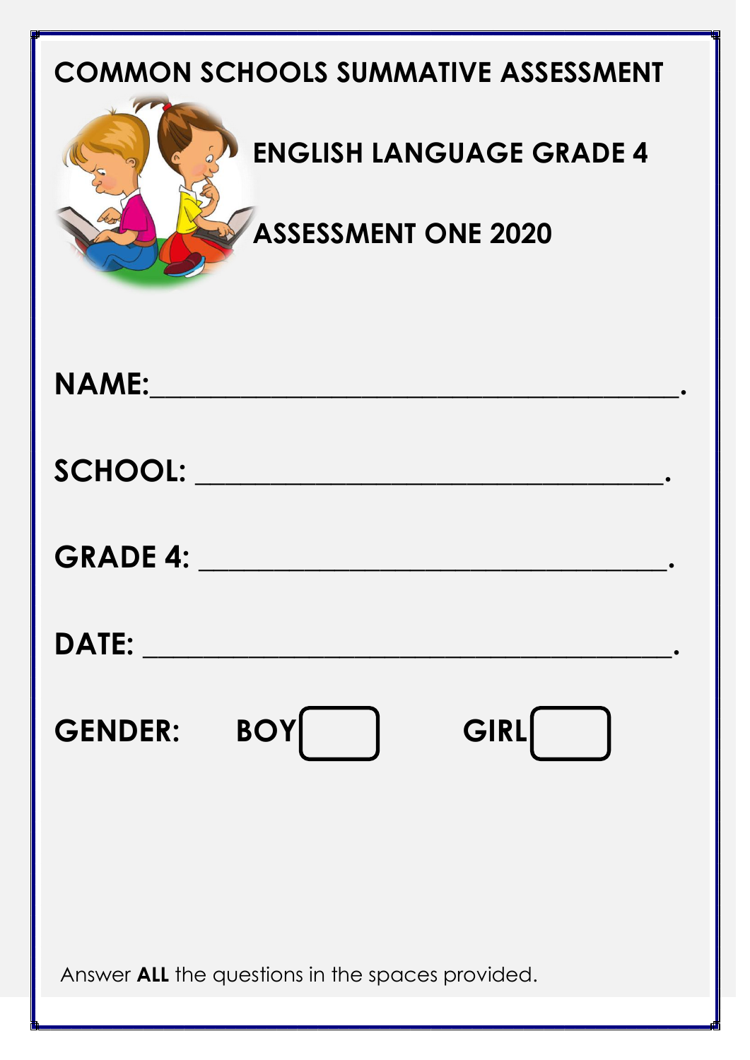# COMMON SCHOOLS SUMMATIVE ASSESSMENT

## ENGLISH LANGUAGE GRADE 4

## ASSESSMENT ONE 2020

**NAME:**\_\_\_\_\_\_\_\_\_\_\_\_\_\_\_\_\_\_\_\_\_\_\_\_\_\_\_\_\_\_\_\_\_\_\_\_\_\_\_\_.

**SCHOOL:** \_\_\_\_\_\_\_\_\_\_\_\_\_\_\_\_\_\_\_\_\_\_\_\_\_\_\_\_\_\_\_\_\_\_\_\_.

**GRADE 4:** \_\_\_\_\_\_\_\_\_\_\_\_\_\_\_\_\_\_\_\_\_\_\_\_\_\_\_\_\_\_\_\_\_\_\_\_.

**DATE:** \_\_\_\_\_\_\_\_\_\_\_\_\_\_\_\_\_\_\_\_\_\_\_\_\_\_\_\_\_\_\_\_\_\_\_\_\_\_\_.

**GENDER:** **BOY** [ ] **GIRL** [ ]

Answer **ALL** the questions in the spaces provided.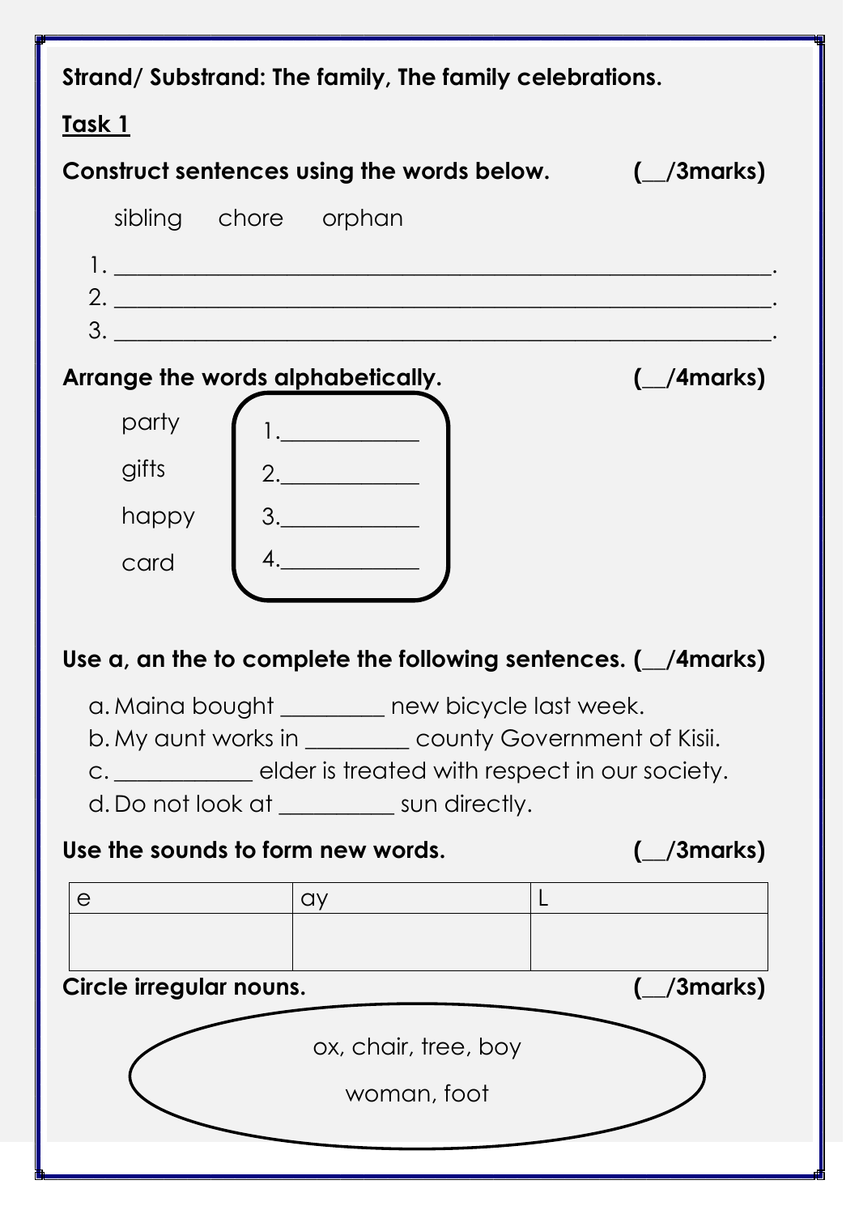**Strand/ Substrand: The family, The family celebrations.**

**Task 1**

**Construct sentences using the words below. (__/3marks)**

sibling chore orphan

1. ____________________________________________________________.
2. ____________________________________________________________.
3. ____________________________________________________________.

**Arrange the words alphabetically. (__/4marks)**

party
gifts
happy
card

1. ____________
2. ____________
3. ____________
4. ____________

**Use a, an the to complete the following sentences. (__/4marks)**

a. Maina bought _________ new bicycle last week.
b. My aunt works in _________ county Government of Kisii.
c. ____________ elder is treated with respect in our society.
d. Do not look at __________ sun directly.

**Use the sounds to form new words. (__/3marks)**

| e | ay | L |
| --- | --- | --- |
| | | |

**Circle irregular nouns. (__/3marks)**

ox, chair, tree, boy

woman, foot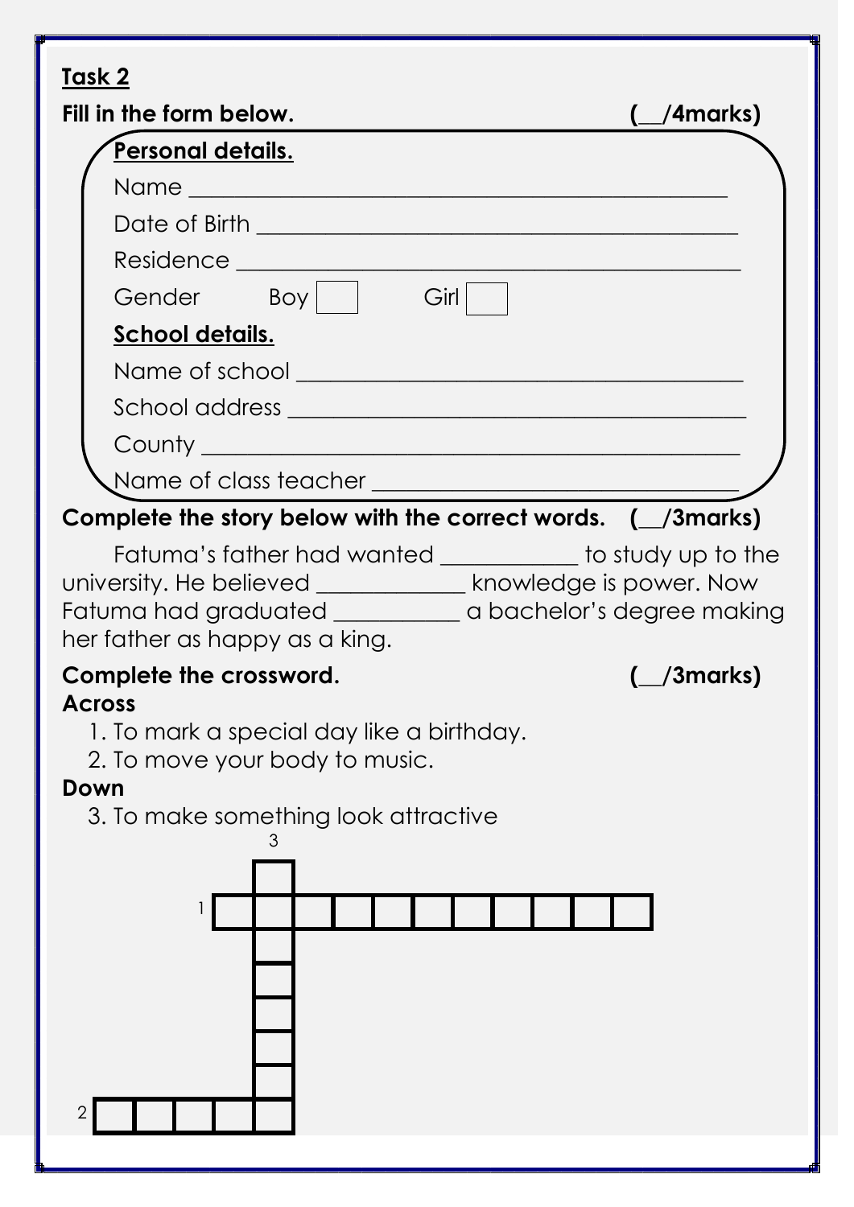## Task 2

**Fill in the form below.** **(__/4marks)**

**Personal details.**

Name _______________________________________________

Date of Birth ___________________________________________

Residence _____________________________________________

Gender  Boy [ ]  Girl [ ]

**School details.**

Name of school _________________________________________

School address _________________________________________

County _______________________________________________

Name of class teacher ___________________________________

**Complete the story below with the correct words.** **(__/3marks)**

Fatuma's father had wanted ___________ to study up to the university. He believed ____________ knowledge is power. Now Fatuma had graduated __________ a bachelor's degree making her father as happy as a king.

**Complete the crossword.** **(__/3marks)**

**Across**

1. To mark a special day like a birthday.
2. To move your body to music.

**Down**

3. To make something look attractive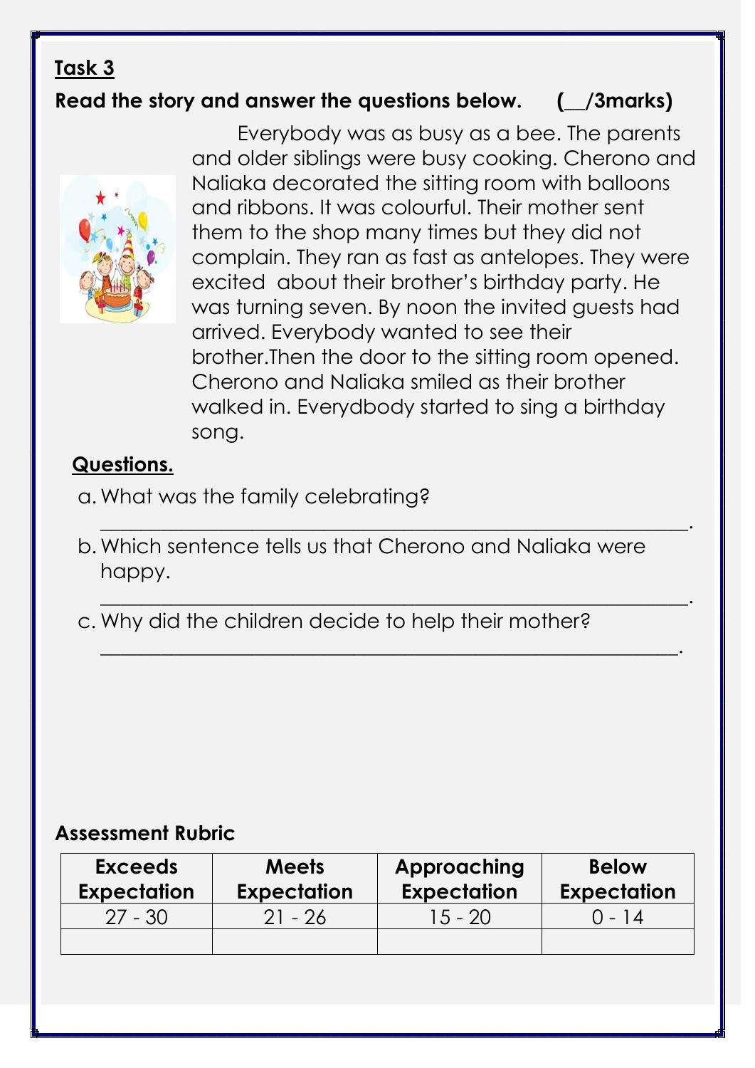**Task 3**

**Read the story and answer the questions below. (__/3marks)**

Everybody was as busy as a bee. The parents and older siblings were busy cooking. Cherono and Naliaka decorated the sitting room with balloons and ribbons. It was colourful. Their mother sent them to the shop many times but they did not complain. They ran as fast as antelopes. They were excited about their brother's birthday party. He was turning seven. By noon the invited guests had arrived. Everybody wanted to see their brother.Then the door to the sitting room opened. Cherono and Naliaka smiled as their brother walked in. Everydbody started to sing a birthday song.

**Questions.**

a. What was the family celebrating?

_______________________________________________________.

b. Which sentence tells us that Cherono and Naliaka were happy.

_______________________________________________________.

c. Why did the children decide to help their mother?

_______________________________________________________.

**Assessment Rubric**

| Exceeds Expectation | Meets Expectation | Approaching Expectation | Below Expectation |
|---|---|---|---|
| 27 - 30 | 21 - 26 | 15 - 20 | 0 - 14 |
| | | | |